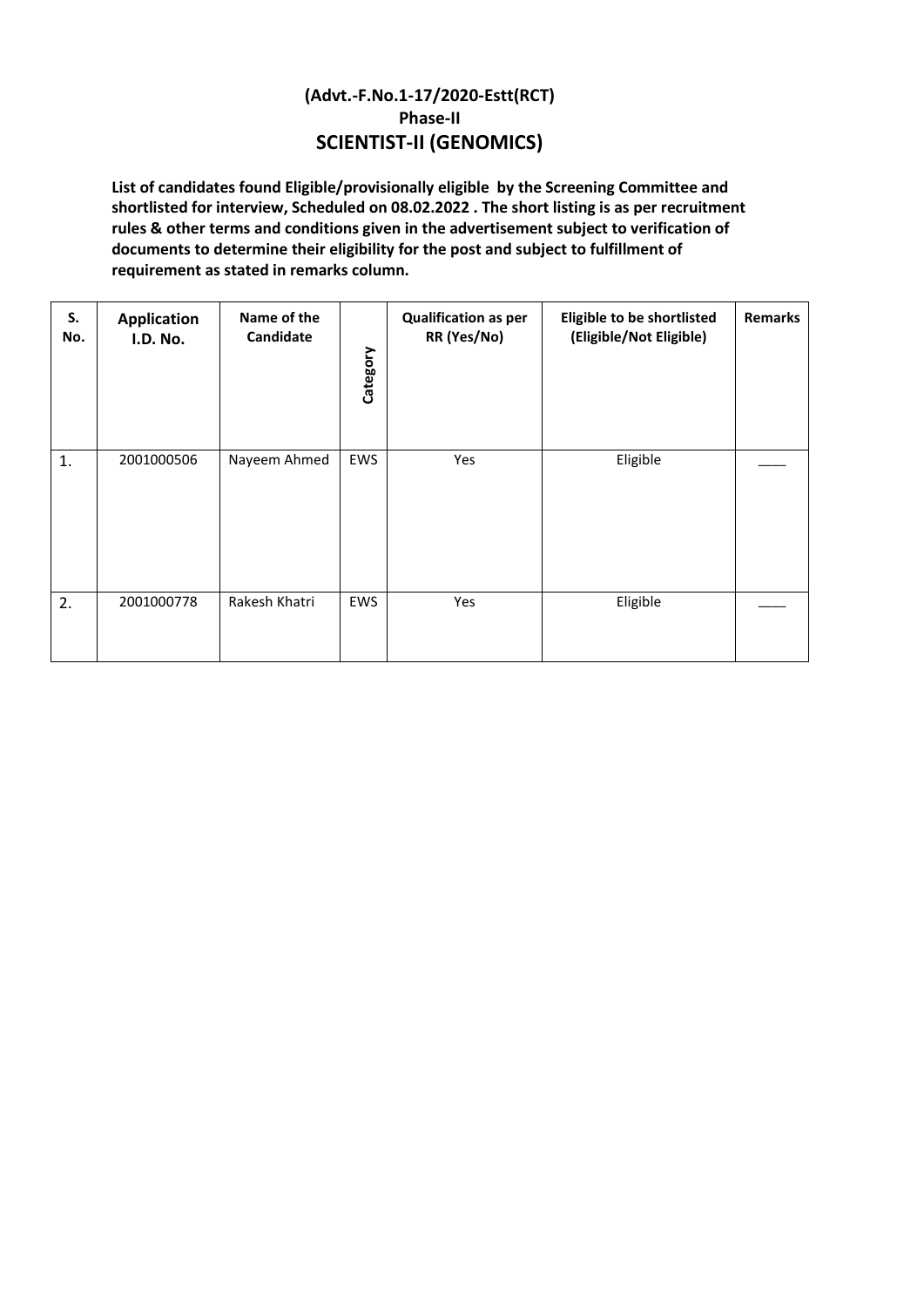**(Advt.-F.No.1-17/2020-Estt(RCT)**
**Phase-II**

## SCIENTIST-II (GENOMICS)

**List of candidates found Eligible/provisionally eligible by the Screening Committee and shortlisted for interview, Scheduled on 08.02.2022 . The short listing is as per recruitment rules & other terms and conditions given in the advertisement subject to verification of documents to determine their eligibility for the post and subject to fulfillment of requirement as stated in remarks column.**

| S. No. | Application I.D. No. | Name of the Candidate | Category | Qualification as per RR (Yes/No) | Eligible to be shortlisted (Eligible/Not Eligible) | Remarks |
|---|---|---|---|---|---|---|
| 1. | 2001000506 | Nayeem Ahmed | EWS | Yes | Eligible | ____ |
| 2. | 2001000778 | Rakesh Khatri | EWS | Yes | Eligible | ____ |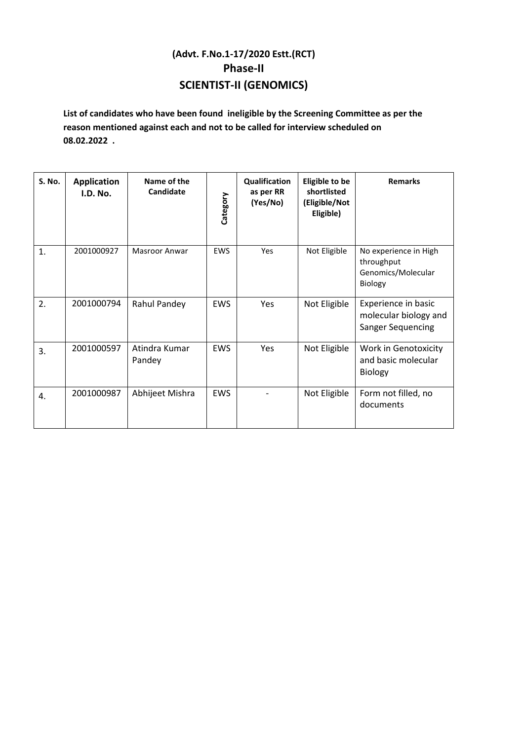**(Advt. F.No.1-17/2020 Estt.(RCT)**

**Phase-II**

**SCIENTIST-II (GENOMICS)**

**List of candidates who have been found ineligible by the Screening Committee as per the reason mentioned against each and not to be called for interview scheduled on 08.02.2022 .**

| S. No. | Application I.D. No. | Name of the Candidate | Category | Qualification as per RR (Yes/No) | Eligible to be shortlisted (Eligible/Not Eligible) | Remarks |
|---|---|---|---|---|---|---|
| 1. | 2001000927 | Masroor Anwar | EWS | Yes | Not Eligible | No experience in High throughput Genomics/Molecular Biology |
| 2. | 2001000794 | Rahul Pandey | EWS | Yes | Not Eligible | Experience in basic molecular biology and Sanger Sequencing |
| 3. | 2001000597 | Atindra Kumar Pandey | EWS | Yes | Not Eligible | Work in Genotoxicity and basic molecular Biology |
| 4. | 2001000987 | Abhijeet Mishra | EWS | - | Not Eligible | Form not filled, no documents |